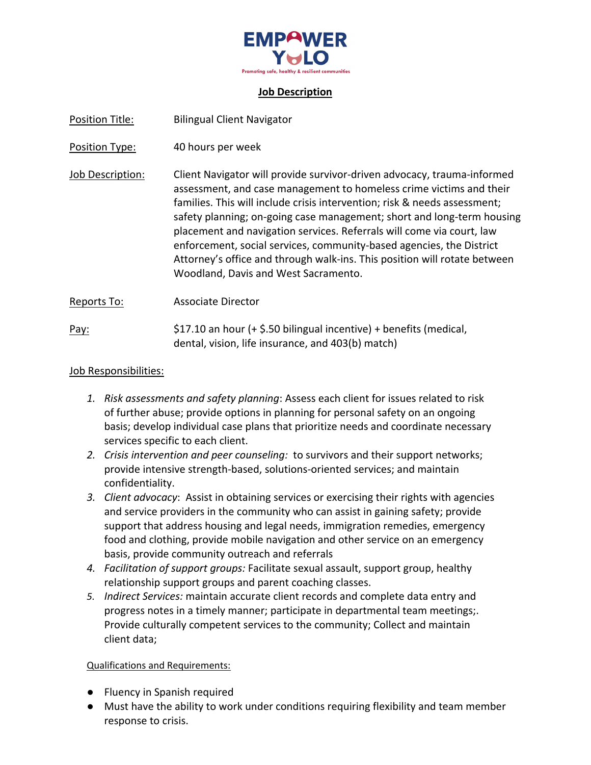EMPOWER YOLO

Promoting safe, healthy & resilient communities

## Job Description

Position Title: Bilingual Client Navigator

Position Type: 40 hours per week

Job Description: Client Navigator will provide survivor-driven advocacy, trauma-informed assessment, and case management to homeless crime victims and their families. This will include crisis intervention; risk & needs assessment; safety planning; on-going case management; short and long-term housing placement and navigation services. Referrals will come via court, law enforcement, social services, community-based agencies, the District Attorney's office and through walk-ins. This position will rotate between Woodland, Davis and West Sacramento.

Reports To: Associate Director

Pay: $17.10 an hour (+ $.50 bilingual incentive) + benefits (medical, dental, vision, life insurance, and 403(b) match)

Job Responsibilities:

1. *Risk assessments and safety planning*: Assess each client for issues related to risk of further abuse; provide options in planning for personal safety on an ongoing basis; develop individual case plans that prioritize needs and coordinate necessary services specific to each client.
2. *Crisis intervention and peer counseling:* to survivors and their support networks; provide intensive strength-based, solutions-oriented services; and maintain confidentiality.
3. *Client advocacy*: Assist in obtaining services or exercising their rights with agencies and service providers in the community who can assist in gaining safety; provide support that address housing and legal needs, immigration remedies, emergency food and clothing, provide mobile navigation and other service on an emergency basis, provide community outreach and referrals
4. *Facilitation of support groups:* Facilitate sexual assault, support group, healthy relationship support groups and parent coaching classes.
5. *Indirect Services:* maintain accurate client records and complete data entry and progress notes in a timely manner; participate in departmental team meetings;. Provide culturally competent services to the community; Collect and maintain client data;

Qualifications and Requirements:

- Fluency in Spanish required
- Must have the ability to work under conditions requiring flexibility and team member response to crisis.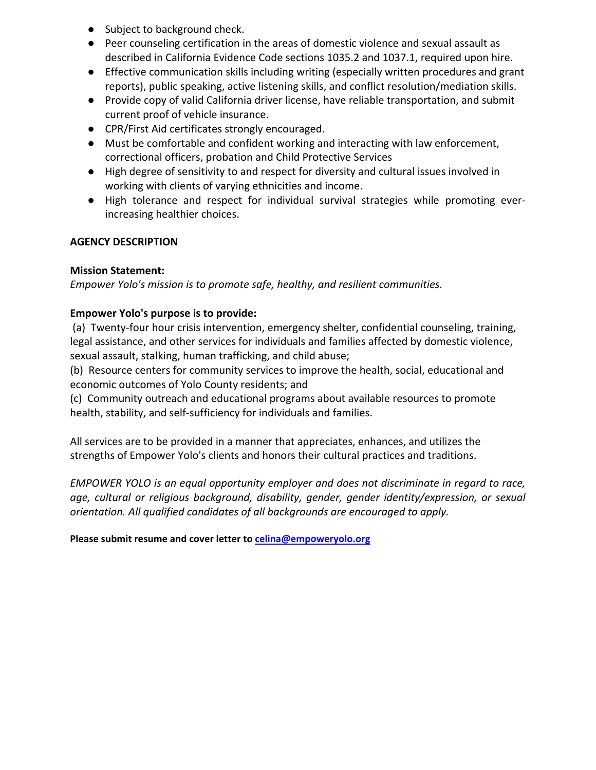- Subject to background check.
- Peer counseling certification in the areas of domestic violence and sexual assault as described in California Evidence Code sections 1035.2 and 1037.1, required upon hire.
- Effective communication skills including writing (especially written procedures and grant reports), public speaking, active listening skills, and conflict resolution/mediation skills.
- Provide copy of valid California driver license, have reliable transportation, and submit current proof of vehicle insurance.
- CPR/First Aid certificates strongly encouraged.
- Must be comfortable and confident working and interacting with law enforcement, correctional officers, probation and Child Protective Services
- High degree of sensitivity to and respect for diversity and cultural issues involved in working with clients of varying ethnicities and income.
- High tolerance and respect for individual survival strategies while promoting ever-increasing healthier choices.

**AGENCY DESCRIPTION**

**Mission Statement:**
*Empower Yolo's mission is to promote safe, healthy, and resilient communities.*

**Empower Yolo's purpose is to provide:**
(a) Twenty-four hour crisis intervention, emergency shelter, confidential counseling, training, legal assistance, and other services for individuals and families affected by domestic violence, sexual assault, stalking, human trafficking, and child abuse;
(b) Resource centers for community services to improve the health, social, educational and economic outcomes of Yolo County residents; and
(c) Community outreach and educational programs about available resources to promote health, stability, and self-sufficiency for individuals and families.

All services are to be provided in a manner that appreciates, enhances, and utilizes the strengths of Empower Yolo's clients and honors their cultural practices and traditions.

*EMPOWER YOLO is an equal opportunity employer and does not discriminate in regard to race, age, cultural or religious background, disability, gender, gender identity/expression, or sexual orientation. All qualified candidates of all backgrounds are encouraged to apply.*

**Please submit resume and cover letter to [celina@empoweryolo.org](mailto:celina@empoweryolo.org)**